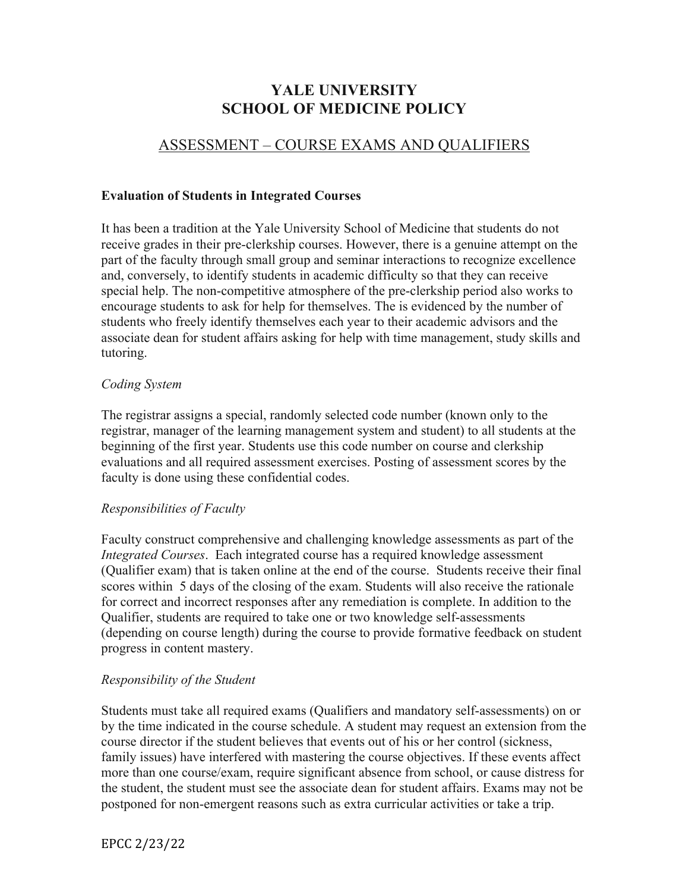# YALE UNIVERSITY
# SCHOOL OF MEDICINE POLICY

## ASSESSMENT – COURSE EXAMS AND QUALIFIERS

### Evaluation of Students in Integrated Courses

It has been a tradition at the Yale University School of Medicine that students do not receive grades in their pre-clerkship courses. However, there is a genuine attempt on the part of the faculty through small group and seminar interactions to recognize excellence and, conversely, to identify students in academic difficulty so that they can receive special help. The non-competitive atmosphere of the pre-clerkship period also works to encourage students to ask for help for themselves. The is evidenced by the number of students who freely identify themselves each year to their academic advisors and the associate dean for student affairs asking for help with time management, study skills and tutoring.

*Coding System*

The registrar assigns a special, randomly selected code number (known only to the registrar, manager of the learning management system and student) to all students at the beginning of the first year. Students use this code number on course and clerkship evaluations and all required assessment exercises. Posting of assessment scores by the faculty is done using these confidential codes.

*Responsibilities of Faculty*

Faculty construct comprehensive and challenging knowledge assessments as part of the *Integrated Courses*. Each integrated course has a required knowledge assessment (Qualifier exam) that is taken online at the end of the course. Students receive their final scores within 5 days of the closing of the exam. Students will also receive the rationale for correct and incorrect responses after any remediation is complete. In addition to the Qualifier, students are required to take one or two knowledge self-assessments (depending on course length) during the course to provide formative feedback on student progress in content mastery.

*Responsibility of the Student*

Students must take all required exams (Qualifiers and mandatory self-assessments) on or by the time indicated in the course schedule. A student may request an extension from the course director if the student believes that events out of his or her control (sickness, family issues) have interfered with mastering the course objectives. If these events affect more than one course/exam, require significant absence from school, or cause distress for the student, the student must see the associate dean for student affairs. Exams may not be postponed for non-emergent reasons such as extra curricular activities or take a trip.

EPCC 2/23/22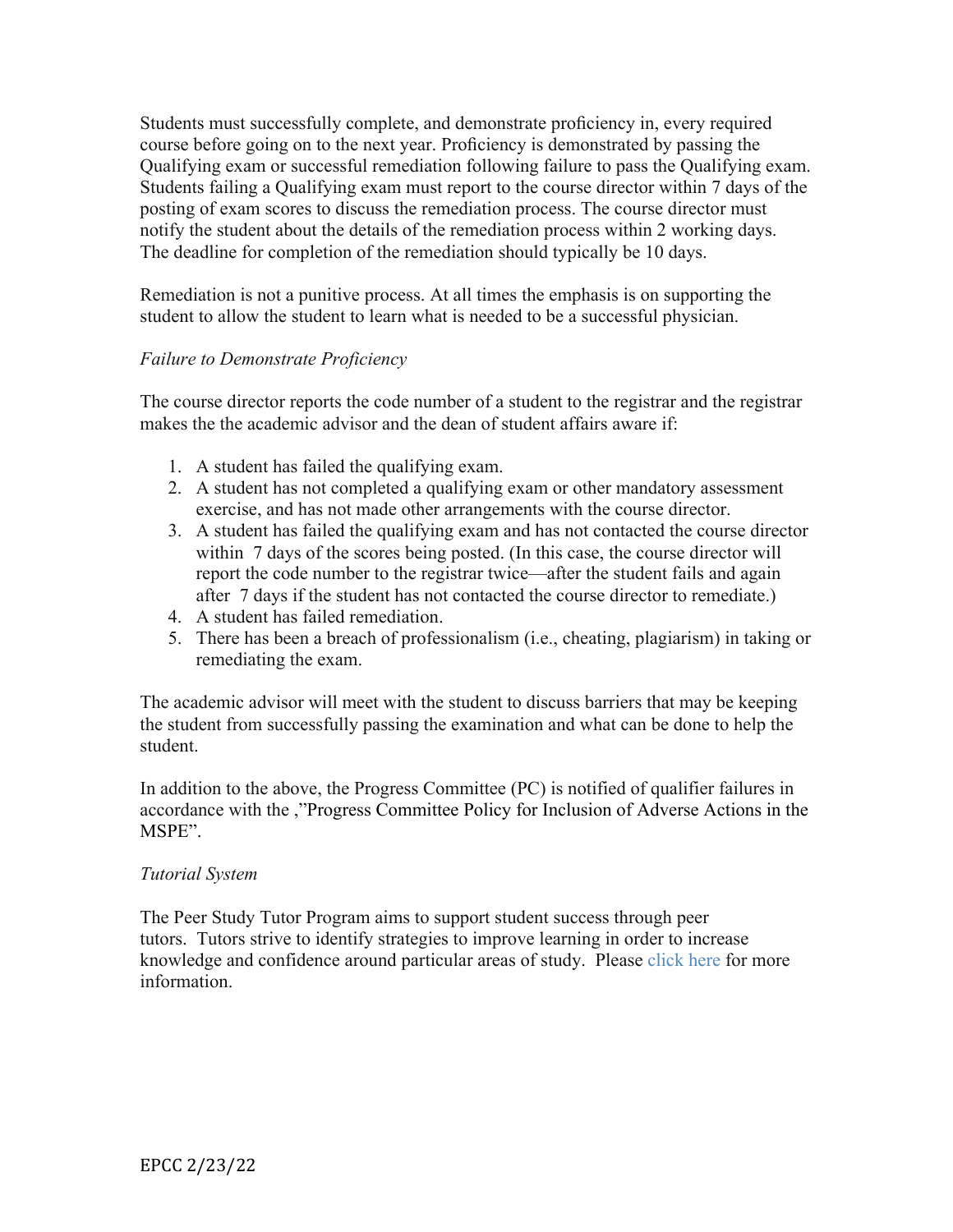Students must successfully complete, and demonstrate proficiency in, every required course before going on to the next year. Proficiency is demonstrated by passing the Qualifying exam or successful remediation following failure to pass the Qualifying exam. Students failing a Qualifying exam must report to the course director within 7 days of the posting of exam scores to discuss the remediation process. The course director must notify the student about the details of the remediation process within 2 working days. The deadline for completion of the remediation should typically be 10 days.

Remediation is not a punitive process. At all times the emphasis is on supporting the student to allow the student to learn what is needed to be a successful physician.

*Failure to Demonstrate Proficiency*

The course director reports the code number of a student to the registrar and the registrar makes the the academic advisor and the dean of student affairs aware if:

1. A student has failed the qualifying exam.
2. A student has not completed a qualifying exam or other mandatory assessment exercise, and has not made other arrangements with the course director.
3. A student has failed the qualifying exam and has not contacted the course director within 7 days of the scores being posted. (In this case, the course director will report the code number to the registrar twice—after the student fails and again after 7 days if the student has not contacted the course director to remediate.)
4. A student has failed remediation.
5. There has been a breach of professionalism (i.e., cheating, plagiarism) in taking or remediating the exam.

The academic advisor will meet with the student to discuss barriers that may be keeping the student from successfully passing the examination and what can be done to help the student.

In addition to the above, the Progress Committee (PC) is notified of qualifier failures in accordance with the ,"Progress Committee Policy for Inclusion of Adverse Actions in the MSPE".

*Tutorial System*

The Peer Study Tutor Program aims to support student success through peer tutors. Tutors strive to identify strategies to improve learning in order to increase knowledge and confidence around particular areas of study. Please click here for more information.

EPCC 2/23/22